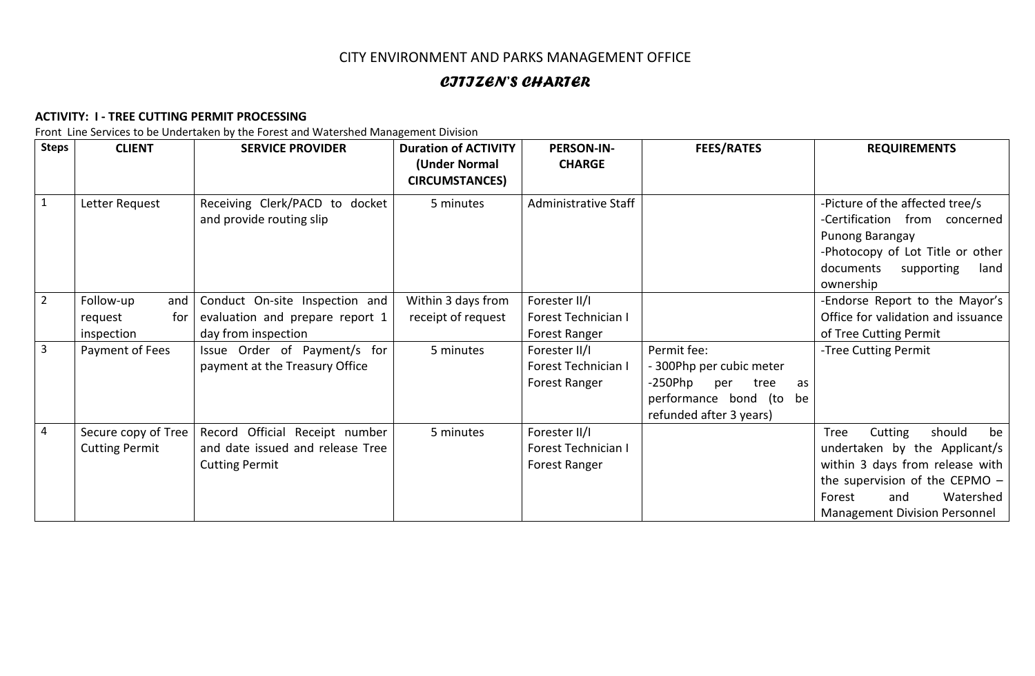# CITY ENVIRONMENT AND PARKS MANAGEMENT OFFICE

## *CITIZEN'S CHARTER*

**ACTIVITY: I - TREE CUTTING PERMIT PROCESSING**

Front Line Services to be Undertaken by the Forest and Watershed Management Division

| Steps | CLIENT | SERVICE PROVIDER | Duration of ACTIVITY (Under Normal CIRCUMSTANCES) | PERSON-IN-CHARGE | FEES/RATES | REQUIREMENTS |
|---|---|---|---|---|---|---|
| 1 | Letter Request | Receiving Clerk/PACD to docket and provide routing slip | 5 minutes | Administrative Staff | | -Picture of the affected tree/s<br>-Certification from concerned Punong Barangay<br>-Photocopy of Lot Title or other documents supporting land ownership |
| 2 | Follow-up and request for inspection | Conduct On-site Inspection and evaluation and prepare report 1 day from inspection | Within 3 days from receipt of request | Forester II/I<br>Forest Technician I<br>Forest Ranger | | -Endorse Report to the Mayor's Office for validation and issuance of Tree Cutting Permit |
| 3 | Payment of Fees | Issue Order of Payment/s for payment at the Treasury Office | 5 minutes | Forester II/I<br>Forest Technician I<br>Forest Ranger | Permit fee:<br>- 300Php per cubic meter<br>-250Php per tree as performance bond (to be refunded after 3 years) | -Tree Cutting Permit |
| 4 | Secure copy of Tree Cutting Permit | Record Official Receipt number and date issued and release Tree Cutting Permit | 5 minutes | Forester II/I<br>Forest Technician I<br>Forest Ranger | | Tree Cutting should be undertaken by the Applicant/s within 3 days from release with the supervision of the CEPMO – Forest and Watershed Management Division Personnel |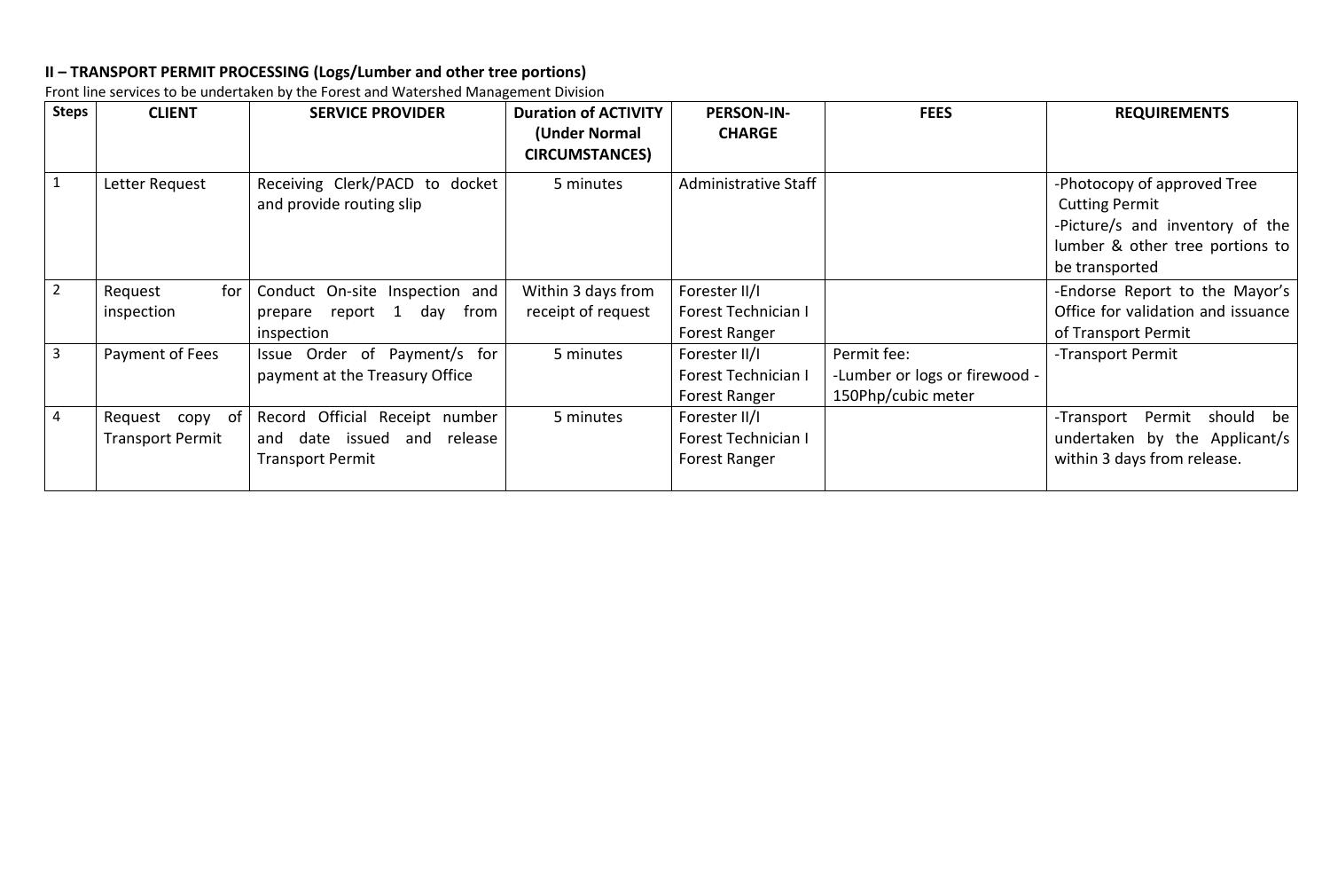**II – TRANSPORT PERMIT PROCESSING (Logs/Lumber and other tree portions)**

Front line services to be undertaken by the Forest and Watershed Management Division

| Steps | CLIENT | SERVICE PROVIDER | Duration of ACTIVITY (Under Normal CIRCUMSTANCES) | PERSON-IN-CHARGE | FEES | REQUIREMENTS |
|---|---|---|---|---|---|---|
| 1 | Letter Request | Receiving Clerk/PACD to docket and provide routing slip | 5 minutes | Administrative Staff | | -Photocopy of approved Tree Cutting Permit<br>-Picture/s and inventory of the lumber & other tree portions to be transported |
| 2 | Request for inspection | Conduct On-site Inspection and prepare report 1 day from inspection | Within 3 days from receipt of request | Forester II/I<br>Forest Technician I<br>Forest Ranger | | -Endorse Report to the Mayor's Office for validation and issuance of Transport Permit |
| 3 | Payment of Fees | Issue Order of Payment/s for payment at the Treasury Office | 5 minutes | Forester II/I<br>Forest Technician I<br>Forest Ranger | Permit fee:<br>-Lumber or logs or firewood - 150Php/cubic meter | -Transport Permit |
| 4 | Request copy of Transport Permit | Record Official Receipt number and date issued and release Transport Permit | 5 minutes | Forester II/I<br>Forest Technician I<br>Forest Ranger | | -Transport Permit should be undertaken by the Applicant/s within 3 days from release. |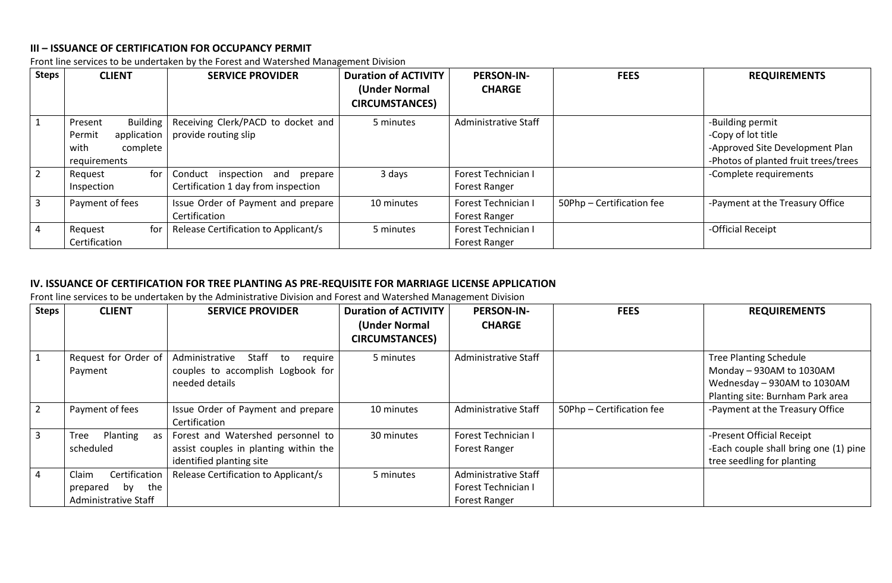### III – ISSUANCE OF CERTIFICATION FOR OCCUPANCY PERMIT

Front line services to be undertaken by the Forest and Watershed Management Division

| Steps | CLIENT | SERVICE PROVIDER | Duration of ACTIVITY (Under Normal CIRCUMSTANCES) | PERSON-IN-CHARGE | FEES | REQUIREMENTS |
|---|---|---|---|---|---|---|
| 1 | Present Building Permit application with complete requirements | Receiving Clerk/PACD to docket and provide routing slip | 5 minutes | Administrative Staff | | -Building permit<br>-Copy of lot title<br>-Approved Site Development Plan<br>-Photos of planted fruit trees/trees |
| 2 | Request for Inspection | Conduct inspection and prepare Certification 1 day from inspection | 3 days | Forest Technician I<br>Forest Ranger | | -Complete requirements |
| 3 | Payment of fees | Issue Order of Payment and prepare Certification | 10 minutes | Forest Technician I<br>Forest Ranger | 50Php – Certification fee | -Payment at the Treasury Office |
| 4 | Request for Certification | Release Certification to Applicant/s | 5 minutes | Forest Technician I<br>Forest Ranger | | -Official Receipt |

### IV. ISSUANCE OF CERTIFICATION FOR TREE PLANTING AS PRE-REQUISITE FOR MARRIAGE LICENSE APPLICATION

Front line services to be undertaken by the Administrative Division and Forest and Watershed Management Division

| Steps | CLIENT | SERVICE PROVIDER | Duration of ACTIVITY (Under Normal CIRCUMSTANCES) | PERSON-IN-CHARGE | FEES | REQUIREMENTS |
|---|---|---|---|---|---|---|
| 1 | Request for Order of Payment | Administrative Staff to require couples to accomplish Logbook for needed details | 5 minutes | Administrative Staff | | Tree Planting Schedule<br>Monday – 930AM to 1030AM<br>Wednesday – 930AM to 1030AM<br>Planting site: Burnham Park area |
| 2 | Payment of fees | Issue Order of Payment and prepare Certification | 10 minutes | Administrative Staff | 50Php – Certification fee | -Payment at the Treasury Office |
| 3 | Tree Planting as scheduled | Forest and Watershed personnel to assist couples in planting within the identified planting site | 30 minutes | Forest Technician I<br>Forest Ranger | | -Present Official Receipt<br>-Each couple shall bring one (1) pine tree seedling for planting |
| 4 | Claim Certification prepared by the Administrative Staff | Release Certification to Applicant/s | 5 minutes | Administrative Staff<br>Forest Technician I<br>Forest Ranger | | |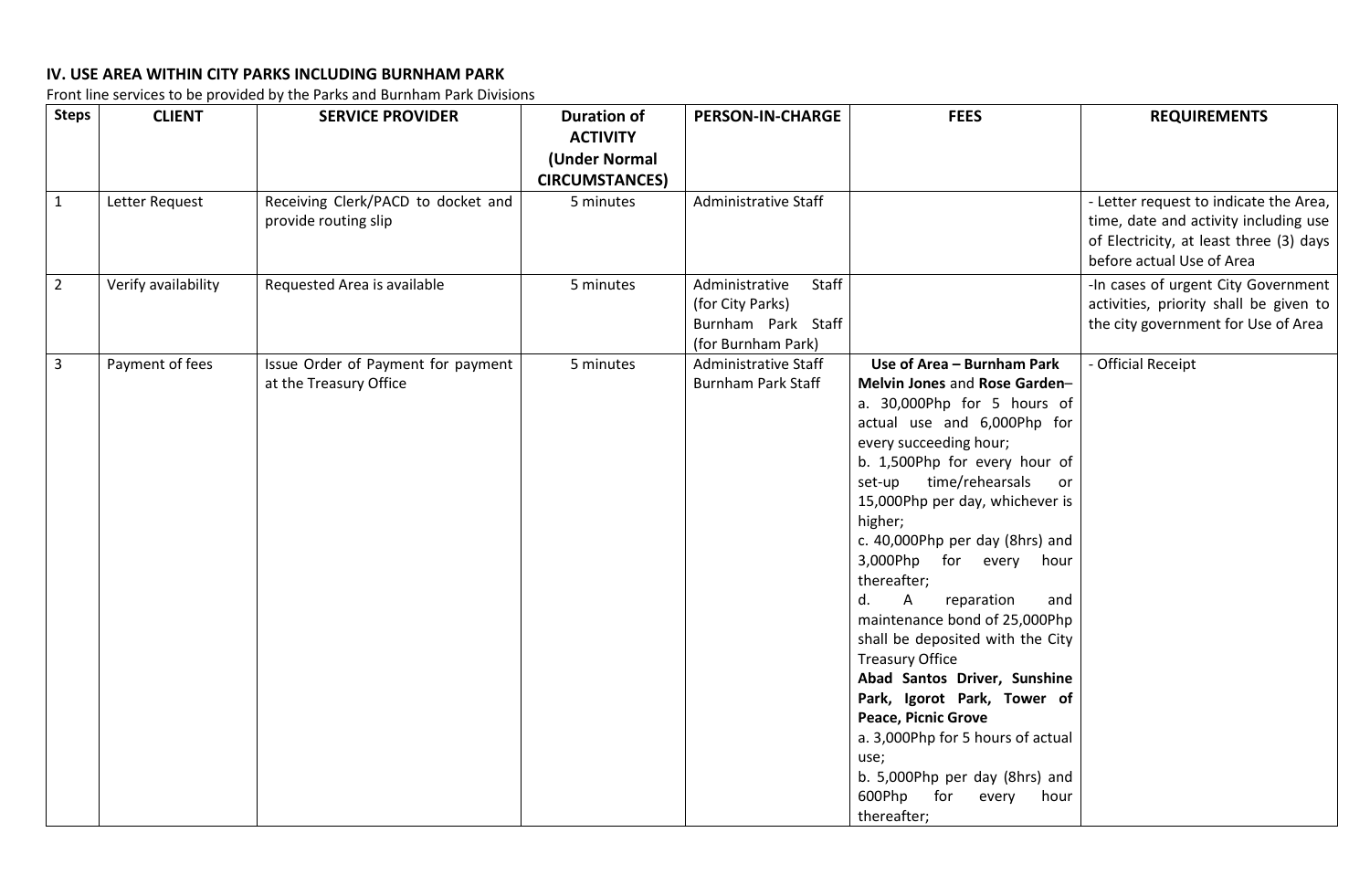**IV. USE AREA WITHIN CITY PARKS INCLUDING BURNHAM PARK**

Front line services to be provided by the Parks and Burnham Park Divisions

| Steps | CLIENT | SERVICE PROVIDER | Duration of ACTIVITY (Under Normal CIRCUMSTANCES) | PERSON-IN-CHARGE | FEES | REQUIREMENTS |
|---|---|---|---|---|---|---|
| 1 | Letter Request | Receiving Clerk/PACD to docket and provide routing slip | 5 minutes | Administrative Staff | | - Letter request to indicate the Area, time, date and activity including use of Electricity, at least three (3) days before actual Use of Area |
| 2 | Verify availability | Requested Area is available | 5 minutes | Administrative Staff (for City Parks) Burnham Park Staff (for Burnham Park) | | -In cases of urgent City Government activities, priority shall be given to the city government for Use of Area |
| 3 | Payment of fees | Issue Order of Payment for payment at the Treasury Office | 5 minutes | Administrative Staff Burnham Park Staff | **Use of Area – Burnham Park** **Melvin Jones** and **Rose Garden**– a. 30,000Php for 5 hours of actual use and 6,000Php for every succeeding hour; b. 1,500Php for every hour of set-up time/rehearsals or 15,000Php per day, whichever is higher; c. 40,000Php per day (8hrs) and 3,000Php for every hour thereafter; d. A reparation and maintenance bond of 25,000Php shall be deposited with the City Treasury Office **Abad Santos Driver, Sunshine Park, Igorot Park, Tower of Peace, Picnic Grove** a. 3,000Php for 5 hours of actual use; b. 5,000Php per day (8hrs) and 600Php for every hour thereafter; | - Official Receipt |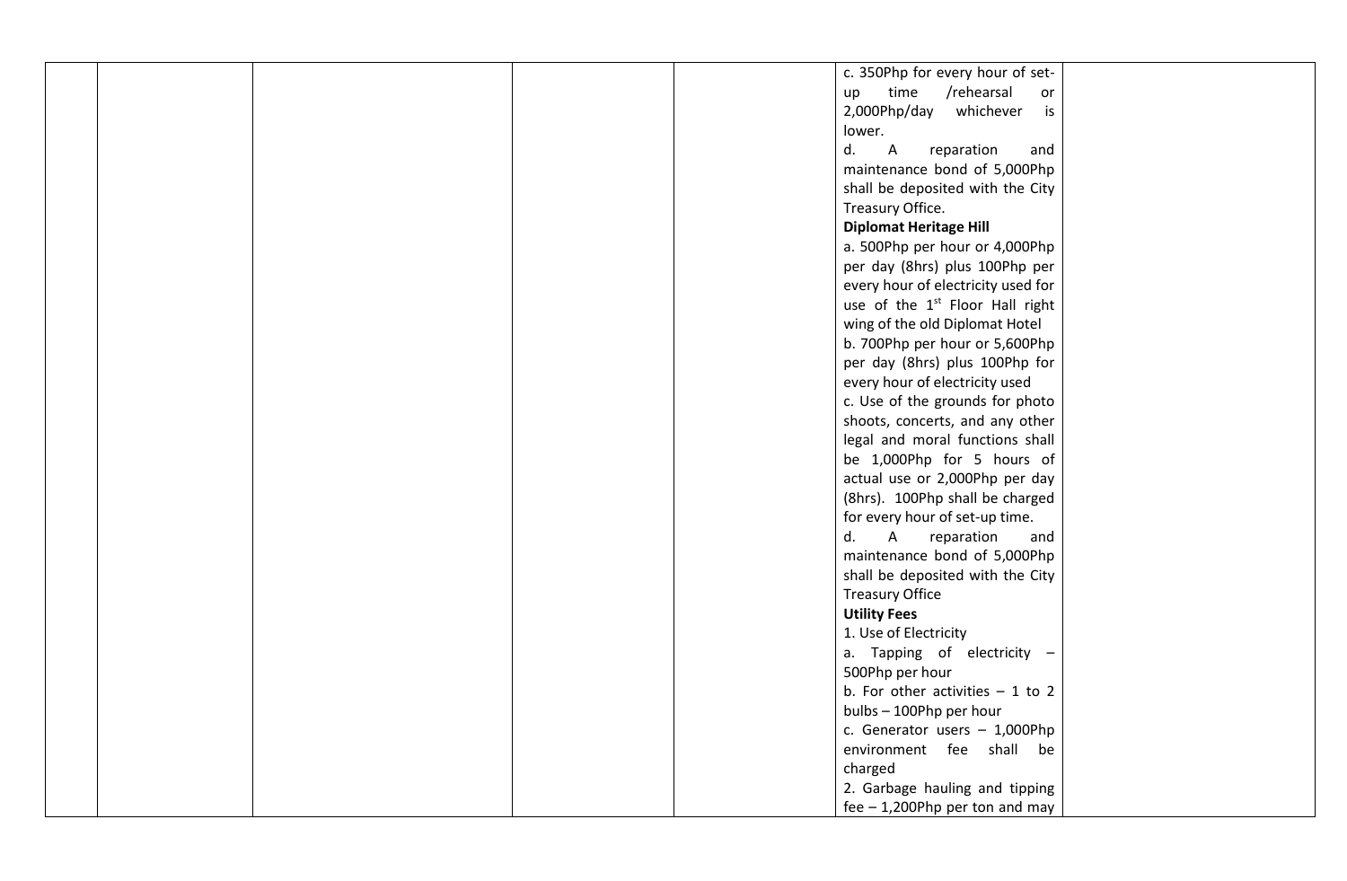| | | | | | | |
|---|---|---|---|---|---|---|
| | | | | | c. 350Php for every hour of set-up time /rehearsal or 2,000Php/day whichever is lower.<br>d. A reparation and maintenance bond of 5,000Php shall be deposited with the City Treasury Office.<br>**Diplomat Heritage Hill**<br>a. 500Php per hour or 4,000Php per day (8hrs) plus 100Php per every hour of electricity used for use of the 1st Floor Hall right wing of the old Diplomat Hotel<br>b. 700Php per hour or 5,600Php per day (8hrs) plus 100Php for every hour of electricity used<br>c. Use of the grounds for photo shoots, concerts, and any other legal and moral functions shall be 1,000Php for 5 hours of actual use or 2,000Php per day (8hrs). 100Php shall be charged for every hour of set-up time.<br>d. A reparation and maintenance bond of 5,000Php shall be deposited with the City Treasury Office<br>**Utility Fees**<br>1. Use of Electricity<br>a. Tapping of electricity – 500Php per hour<br>b. For other activities – 1 to 2 bulbs – 100Php per hour<br>c. Generator users – 1,000Php environment fee shall be charged<br>2. Garbage hauling and tipping fee – 1,200Php per ton and may | |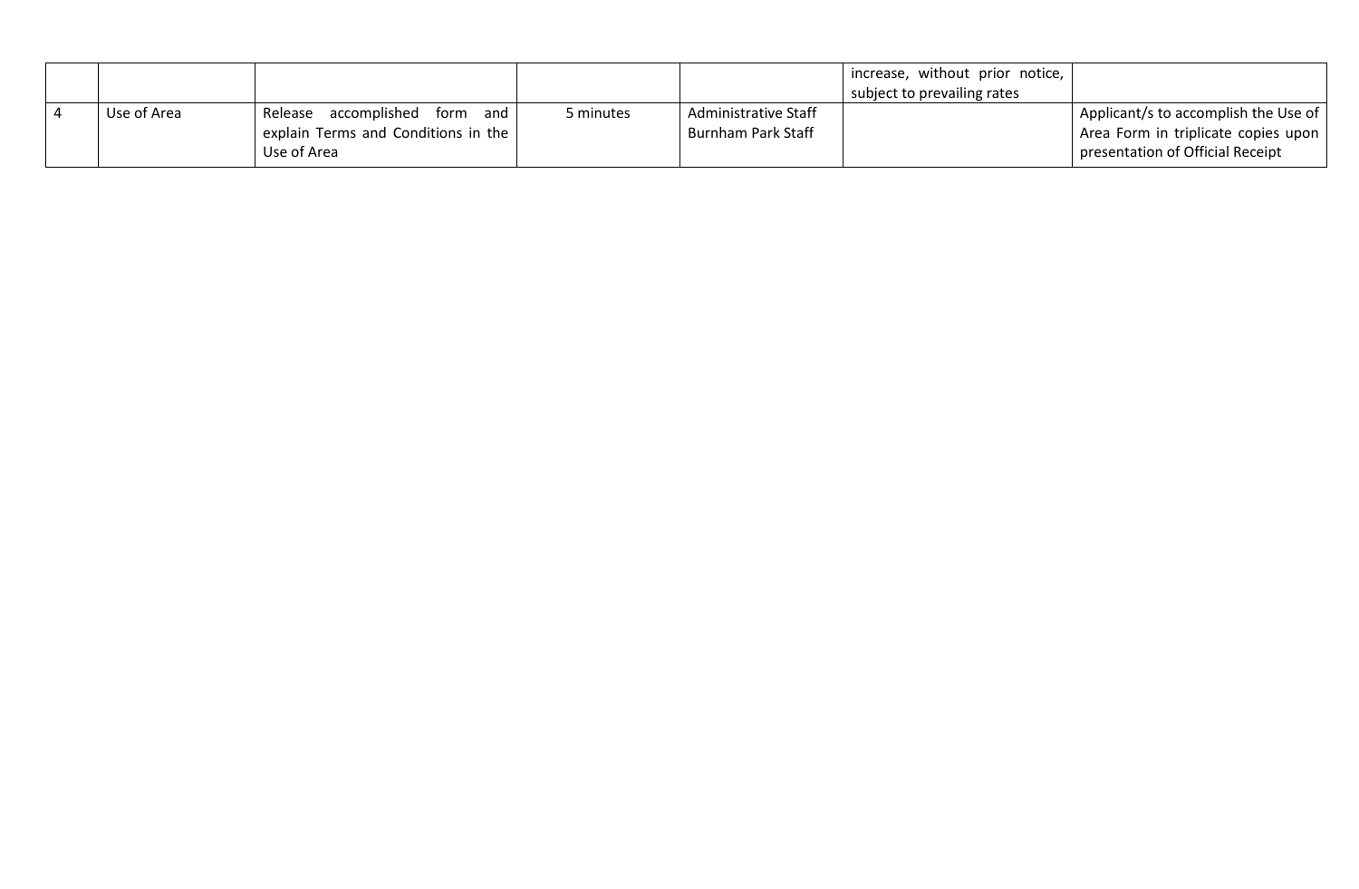| | | | | | | |
|---|---|---|---|---|---|---|
| | | | | | increase, without prior notice, subject to prevailing rates | |
| 4 | Use of Area | Release accomplished form and explain Terms and Conditions in the Use of Area | 5 minutes | Administrative Staff Burnham Park Staff | | Applicant/s to accomplish the Use of Area Form in triplicate copies upon presentation of Official Receipt |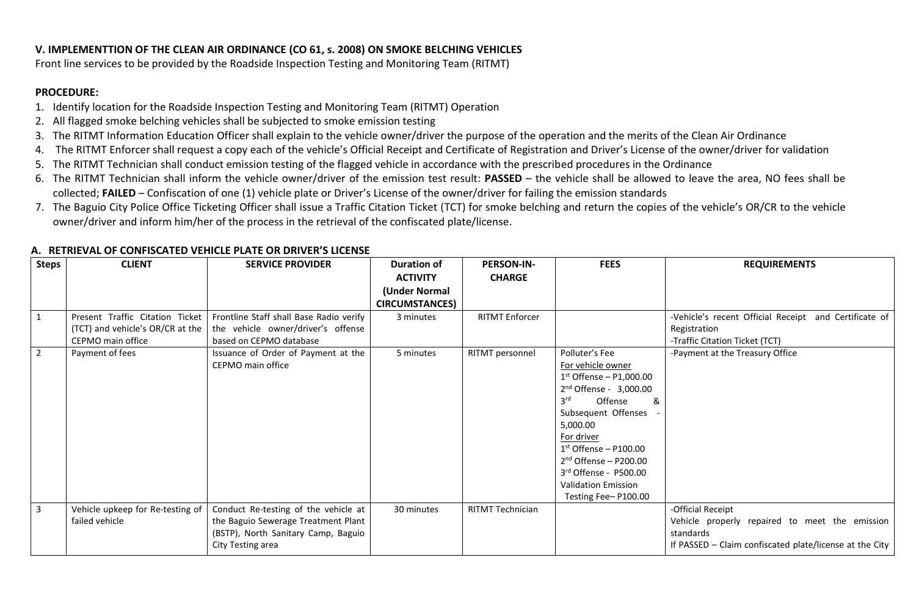**V. IMPLEMENTTION OF THE CLEAN AIR ORDINANCE (CO 61, s. 2008) ON SMOKE BELCHING VEHICLES**

Front line services to be provided by the Roadside Inspection Testing and Monitoring Team (RITMT)

**PROCEDURE:**

1. Identify location for the Roadside Inspection Testing and Monitoring Team (RITMT) Operation
2. All flagged smoke belching vehicles shall be subjected to smoke emission testing
3. The RITMT Information Education Officer shall explain to the vehicle owner/driver the purpose of the operation and the merits of the Clean Air Ordinance
4. The RITMT Enforcer shall request a copy each of the vehicle's Official Receipt and Certificate of Registration and Driver's License of the owner/driver for validation
5. The RITMT Technician shall conduct emission testing of the flagged vehicle in accordance with the prescribed procedures in the Ordinance
6. The RITMT Technician shall inform the vehicle owner/driver of the emission test result: **PASSED** – the vehicle shall be allowed to leave the area, NO fees shall be collected; **FAILED** – Confiscation of one (1) vehicle plate or Driver's License of the owner/driver for failing the emission standards
7. The Baguio City Police Office Ticketing Officer shall issue a Traffic Citation Ticket (TCT) for smoke belching and return the copies of the vehicle's OR/CR to the vehicle owner/driver and inform him/her of the process in the retrieval of the confiscated plate/license.

**A. RETRIEVAL OF CONFISCATED VEHICLE PLATE OR DRIVER'S LICENSE**

| Steps | CLIENT | SERVICE PROVIDER | Duration of ACTIVITY (Under Normal CIRCUMSTANCES) | PERSON-IN-CHARGE | FEES | REQUIREMENTS |
|---|---|---|---|---|---|---|
| 1 | Present Traffic Citation Ticket (TCT) and vehicle's OR/CR at the CEPMO main office | Frontline Staff shall Base Radio verify the vehicle owner/driver's offense based on CEPMO database | 3 minutes | RITMT Enforcer | | -Vehicle's recent Official Receipt and Certificate of Registration<br>-Traffic Citation Ticket (TCT) |
| 2 | Payment of fees | Issuance of Order of Payment at the CEPMO main office | 5 minutes | RITMT personnel | Polluter's Fee<br>For vehicle owner<br>1st Offense – P1,000.00<br>2nd Offense - 3,000.00<br>3rd Offense & Subsequent Offenses - 5,000.00<br>For driver<br>1st Offense – P100.00<br>2nd Offense – P200.00<br>3rd Offense - P500.00<br>Validation Emission Testing Fee– P100.00 | -Payment at the Treasury Office |
| 3 | Vehicle upkeep for Re-testing of failed vehicle | Conduct Re-testing of the vehicle at the Baguio Sewerage Treatment Plant (BSTP), North Sanitary Camp, Baguio City Testing area | 30 minutes | RITMT Technician | | -Official Receipt<br>Vehicle properly repaired to meet the emission standards<br>If PASSED – Claim confiscated plate/license at the City |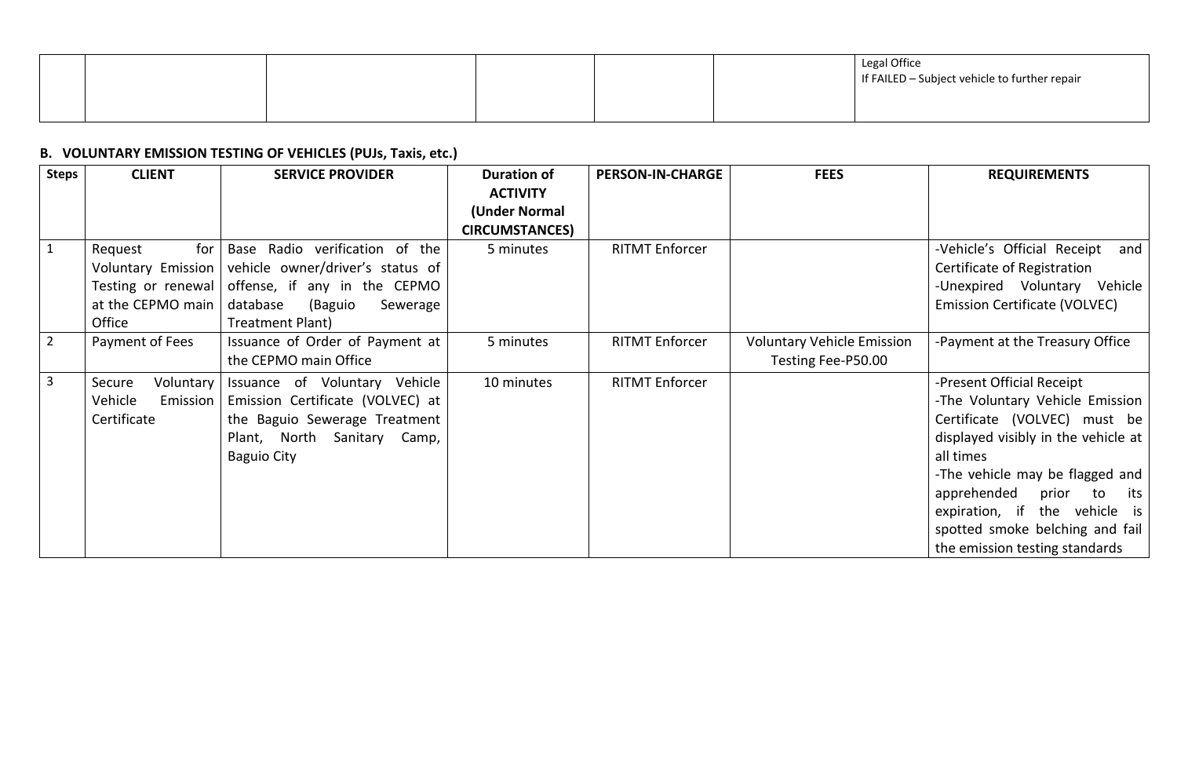| | | | | | | |
|---|---|---|---|---|---|---|
| | | | | | | Legal Office<br>If FAILED – Subject vehicle to further repair |

**B. VOLUNTARY EMISSION TESTING OF VEHICLES (PUJs, Taxis, etc.)**

| Steps | CLIENT | SERVICE PROVIDER | Duration of ACTIVITY (Under Normal CIRCUMSTANCES) | PERSON-IN-CHARGE | FEES | REQUIREMENTS |
|---|---|---|---|---|---|---|
| 1 | Request for Voluntary Emission Testing or renewal at the CEPMO main Office | Base Radio verification of the vehicle owner/driver's status of offense, if any in the CEPMO database (Baguio Sewerage Treatment Plant) | 5 minutes | RITMT Enforcer | | -Vehicle's Official Receipt and Certificate of Registration<br>-Unexpired Voluntary Vehicle Emission Certificate (VOLVEC) |
| 2 | Payment of Fees | Issuance of Order of Payment at the CEPMO main Office | 5 minutes | RITMT Enforcer | Voluntary Vehicle Emission Testing Fee-P50.00 | -Payment at the Treasury Office |
| 3 | Secure Voluntary Vehicle Emission Certificate | Issuance of Voluntary Vehicle Emission Certificate (VOLVEC) at the Baguio Sewerage Treatment Plant, North Sanitary Camp, Baguio City | 10 minutes | RITMT Enforcer | | -Present Official Receipt<br>-The Voluntary Vehicle Emission Certificate (VOLVEC) must be displayed visibly in the vehicle at all times<br>-The vehicle may be flagged and apprehended prior to its expiration, if the vehicle is spotted smoke belching and fail the emission testing standards |